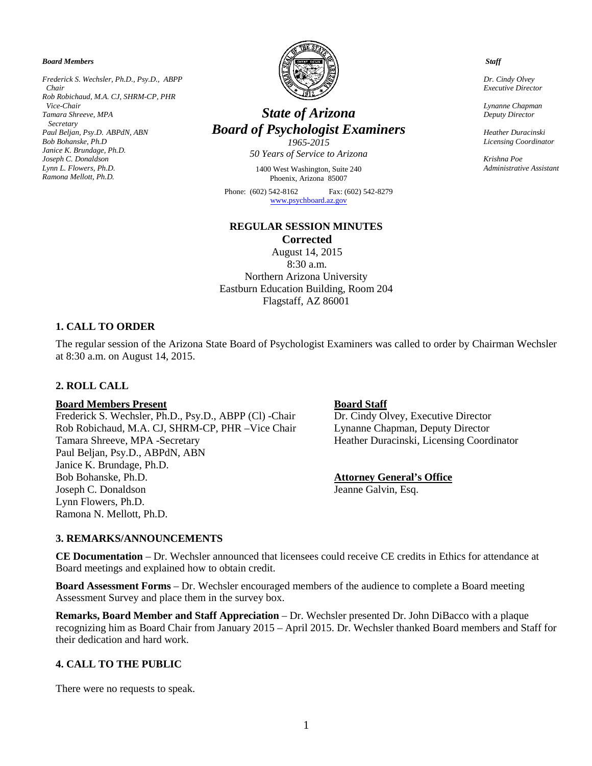*Board Members*

*Frederick S. Wechsler, Ph.D., Psy.D., ABPP*
*Chair*
*Rob Robichaud, M.A. CJ, SHRM-CP, PHR*
*Vice-Chair*
*Tamara Shreeve, MPA*
*Secretary*
*Paul Beljan, Psy.D. ABPdN, ABN*
*Bob Bohanske, Ph.D*
*Janice K. Brundage, Ph.D.*
*Joseph C. Donaldson*
*Lynn L. Flowers, Ph.D.*
*Ramona Mellott, Ph.D.*

# *State of Arizona*
# *Board of Psychologist Examiners*

*1965-2015*
*50 Years of Service to Arizona*

1400 West Washington, Suite 240
Phoenix, Arizona 85007

Phone: (602) 542-8162 Fax: (602) 542-8279
www.psychboard.az.gov

*Staff*

*Dr. Cindy Olvey*
*Executive Director*

*Lynanne Chapman*
*Deputy Director*

*Heather Duracinski*
*Licensing Coordinator*

*Krishna Poe*
*Administrative Assistant*

**REGULAR SESSION MINUTES**
**Corrected**
August 14, 2015
8:30 a.m.
Northern Arizona University
Eastburn Education Building, Room 204
Flagstaff, AZ 86001

## 1. CALL TO ORDER

The regular session of the Arizona State Board of Psychologist Examiners was called to order by Chairman Wechsler at 8:30 a.m. on August 14, 2015.

## 2. ROLL CALL

**Board Members Present**
Frederick S. Wechsler, Ph.D., Psy.D., ABPP (Cl) -Chair
Rob Robichaud, M.A. CJ, SHRM-CP, PHR –Vice Chair
Tamara Shreeve, MPA -Secretary
Paul Beljan, Psy.D., ABPdN, ABN
Janice K. Brundage, Ph.D.
Bob Bohanske, Ph.D.
Joseph C. Donaldson
Lynn Flowers, Ph.D.
Ramona N. Mellott, Ph.D.

**Board Staff**
Dr. Cindy Olvey, Executive Director
Lynanne Chapman, Deputy Director
Heather Duracinski, Licensing Coordinator

**Attorney General's Office**
Jeanne Galvin, Esq.

## 3. REMARKS/ANNOUNCEMENTS

**CE Documentation** – Dr. Wechsler announced that licensees could receive CE credits in Ethics for attendance at Board meetings and explained how to obtain credit.

**Board Assessment Forms** – Dr. Wechsler encouraged members of the audience to complete a Board meeting Assessment Survey and place them in the survey box.

**Remarks, Board Member and Staff Appreciation** – Dr. Wechsler presented Dr. John DiBacco with a plaque recognizing him as Board Chair from January 2015 – April 2015. Dr. Wechsler thanked Board members and Staff for their dedication and hard work.

## 4. CALL TO THE PUBLIC

There were no requests to speak.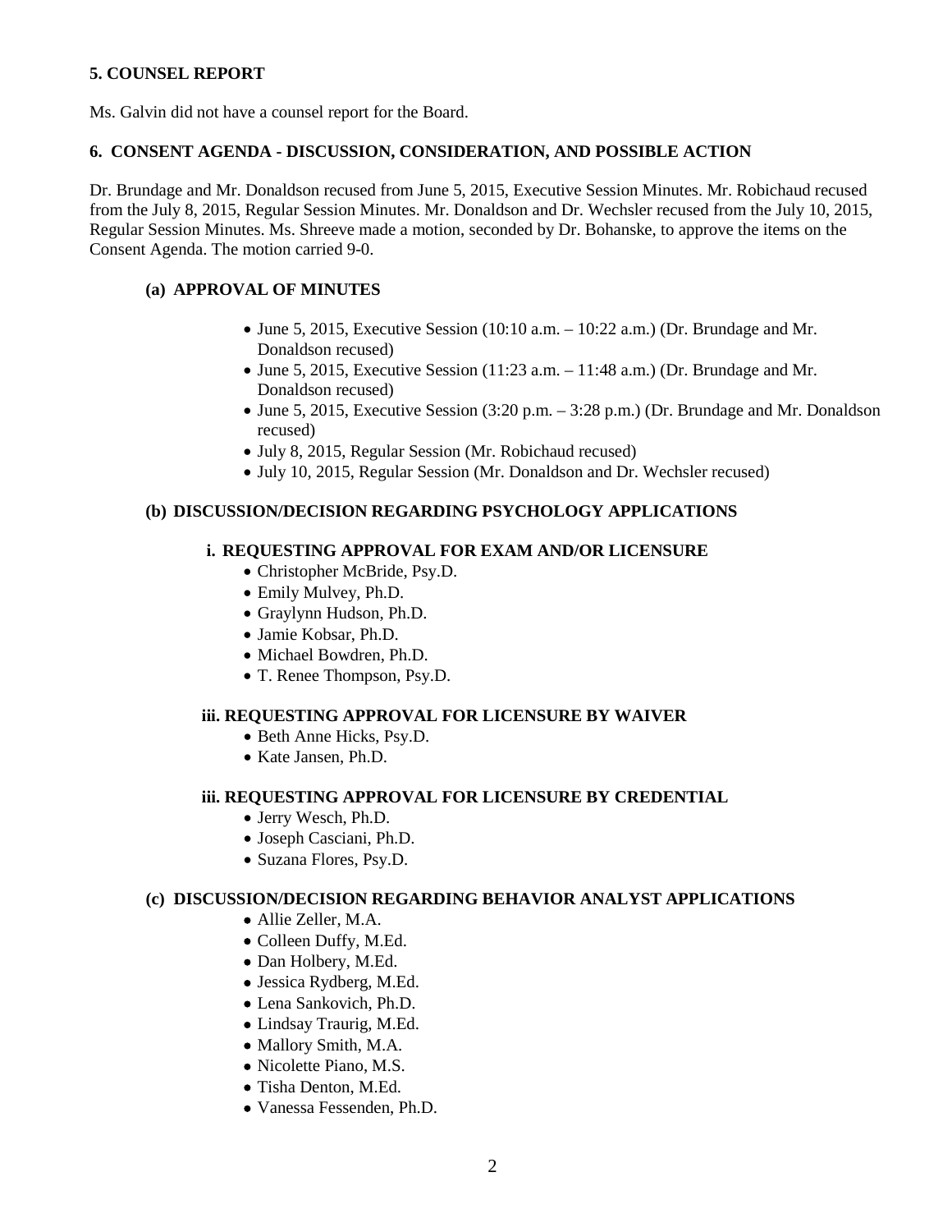## 5. COUNSEL REPORT

Ms. Galvin did not have a counsel report for the Board.

## 6. CONSENT AGENDA - DISCUSSION, CONSIDERATION, AND POSSIBLE ACTION

Dr. Brundage and Mr. Donaldson recused from June 5, 2015, Executive Session Minutes. Mr. Robichaud recused from the July 8, 2015, Regular Session Minutes. Mr. Donaldson and Dr. Wechsler recused from the July 10, 2015, Regular Session Minutes. Ms. Shreeve made a motion, seconded by Dr. Bohanske, to approve the items on the Consent Agenda. The motion carried 9-0.

### (a) APPROVAL OF MINUTES

- June 5, 2015, Executive Session (10:10 a.m. – 10:22 a.m.) (Dr. Brundage and Mr. Donaldson recused)
- June 5, 2015, Executive Session (11:23 a.m. – 11:48 a.m.) (Dr. Brundage and Mr. Donaldson recused)
- June 5, 2015, Executive Session (3:20 p.m. – 3:28 p.m.) (Dr. Brundage and Mr. Donaldson recused)
- July 8, 2015, Regular Session (Mr. Robichaud recused)
- July 10, 2015, Regular Session (Mr. Donaldson and Dr. Wechsler recused)

### (b) DISCUSSION/DECISION REGARDING PSYCHOLOGY APPLICATIONS

#### i. REQUESTING APPROVAL FOR EXAM AND/OR LICENSURE

- Christopher McBride, Psy.D.
- Emily Mulvey, Ph.D.
- Graylynn Hudson, Ph.D.
- Jamie Kobsar, Ph.D.
- Michael Bowdren, Ph.D.
- T. Renee Thompson, Psy.D.

#### iii. REQUESTING APPROVAL FOR LICENSURE BY WAIVER

- Beth Anne Hicks, Psy.D.
- Kate Jansen, Ph.D.

#### iii. REQUESTING APPROVAL FOR LICENSURE BY CREDENTIAL

- Jerry Wesch, Ph.D.
- Joseph Casciani, Ph.D.
- Suzana Flores, Psy.D.

### (c) DISCUSSION/DECISION REGARDING BEHAVIOR ANALYST APPLICATIONS

- Allie Zeller, M.A.
- Colleen Duffy, M.Ed.
- Dan Holbery, M.Ed.
- Jessica Rydberg, M.Ed.
- Lena Sankovich, Ph.D.
- Lindsay Traurig, M.Ed.
- Mallory Smith, M.A.
- Nicolette Piano, M.S.
- Tisha Denton, M.Ed.
- Vanessa Fessenden, Ph.D.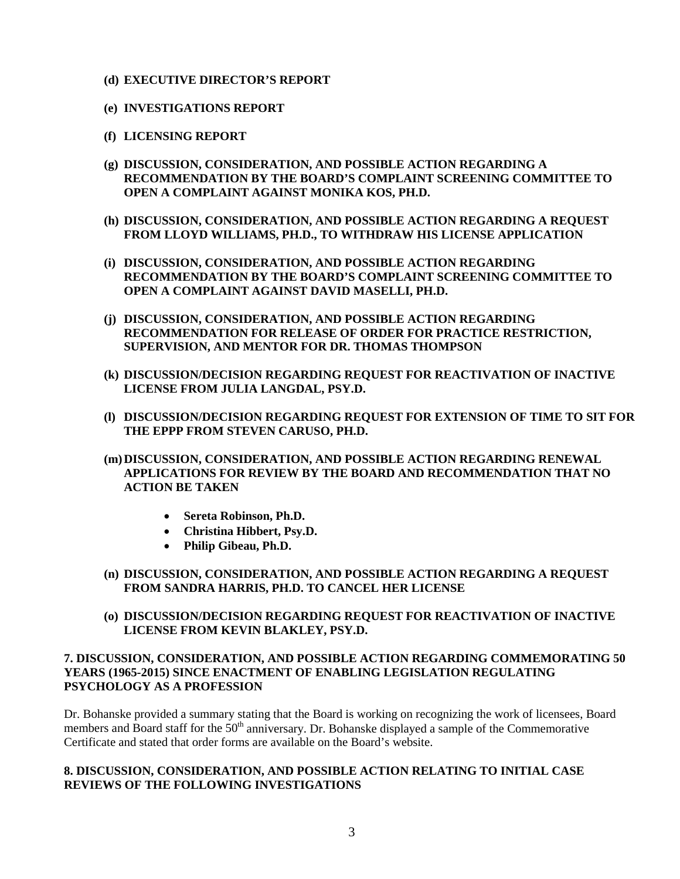**(d) EXECUTIVE DIRECTOR'S REPORT**

**(e) INVESTIGATIONS REPORT**

**(f) LICENSING REPORT**

**(g) DISCUSSION, CONSIDERATION, AND POSSIBLE ACTION REGARDING A RECOMMENDATION BY THE BOARD'S COMPLAINT SCREENING COMMITTEE TO OPEN A COMPLAINT AGAINST MONIKA KOS, PH.D.**

**(h) DISCUSSION, CONSIDERATION, AND POSSIBLE ACTION REGARDING A REQUEST FROM LLOYD WILLIAMS, PH.D., TO WITHDRAW HIS LICENSE APPLICATION**

**(i) DISCUSSION, CONSIDERATION, AND POSSIBLE ACTION REGARDING RECOMMENDATION BY THE BOARD'S COMPLAINT SCREENING COMMITTEE TO OPEN A COMPLAINT AGAINST DAVID MASELLI, PH.D.**

**(j) DISCUSSION, CONSIDERATION, AND POSSIBLE ACTION REGARDING RECOMMENDATION FOR RELEASE OF ORDER FOR PRACTICE RESTRICTION, SUPERVISION, AND MENTOR FOR DR. THOMAS THOMPSON**

**(k) DISCUSSION/DECISION REGARDING REQUEST FOR REACTIVATION OF INACTIVE LICENSE FROM JULIA LANGDAL, PSY.D.**

**(l) DISCUSSION/DECISION REGARDING REQUEST FOR EXTENSION OF TIME TO SIT FOR THE EPPP FROM STEVEN CARUSO, PH.D.**

**(m) DISCUSSION, CONSIDERATION, AND POSSIBLE ACTION REGARDING RENEWAL APPLICATIONS FOR REVIEW BY THE BOARD AND RECOMMENDATION THAT NO ACTION BE TAKEN**

- **Sereta Robinson, Ph.D.**
- **Christina Hibbert, Psy.D.**
- **Philip Gibeau, Ph.D.**

**(n) DISCUSSION, CONSIDERATION, AND POSSIBLE ACTION REGARDING A REQUEST FROM SANDRA HARRIS, PH.D. TO CANCEL HER LICENSE**

**(o) DISCUSSION/DECISION REGARDING REQUEST FOR REACTIVATION OF INACTIVE LICENSE FROM KEVIN BLAKLEY, PSY.D.**

**7. DISCUSSION, CONSIDERATION, AND POSSIBLE ACTION REGARDING COMMEMORATING 50 YEARS (1965-2015) SINCE ENACTMENT OF ENABLING LEGISLATION REGULATING PSYCHOLOGY AS A PROFESSION**

Dr. Bohanske provided a summary stating that the Board is working on recognizing the work of licensees, Board members and Board staff for the 50th anniversary. Dr. Bohanske displayed a sample of the Commemorative Certificate and stated that order forms are available on the Board's website.

**8. DISCUSSION, CONSIDERATION, AND POSSIBLE ACTION RELATING TO INITIAL CASE REVIEWS OF THE FOLLOWING INVESTIGATIONS**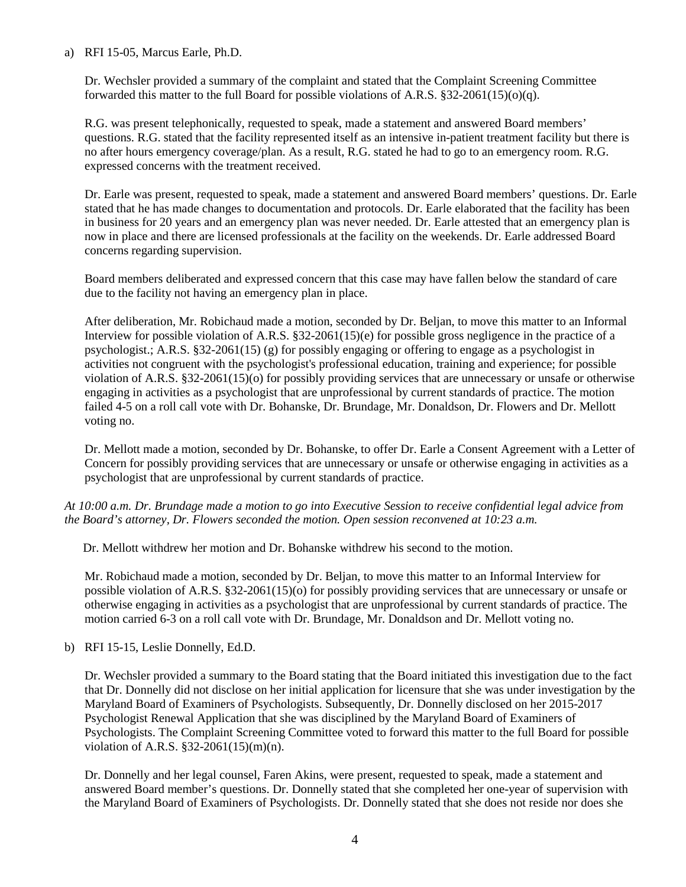a) RFI 15-05, Marcus Earle, Ph.D.

Dr. Wechsler provided a summary of the complaint and stated that the Complaint Screening Committee forwarded this matter to the full Board for possible violations of A.R.S. §32-2061(15)(o)(q).

R.G. was present telephonically, requested to speak, made a statement and answered Board members' questions. R.G. stated that the facility represented itself as an intensive in-patient treatment facility but there is no after hours emergency coverage/plan. As a result, R.G. stated he had to go to an emergency room. R.G. expressed concerns with the treatment received.

Dr. Earle was present, requested to speak, made a statement and answered Board members' questions. Dr. Earle stated that he has made changes to documentation and protocols. Dr. Earle elaborated that the facility has been in business for 20 years and an emergency plan was never needed. Dr. Earle attested that an emergency plan is now in place and there are licensed professionals at the facility on the weekends. Dr. Earle addressed Board concerns regarding supervision.

Board members deliberated and expressed concern that this case may have fallen below the standard of care due to the facility not having an emergency plan in place.

After deliberation, Mr. Robichaud made a motion, seconded by Dr. Beljan, to move this matter to an Informal Interview for possible violation of A.R.S. §32-2061(15)(e) for possible gross negligence in the practice of a psychologist.; A.R.S. §32-2061(15) (g) for possibly engaging or offering to engage as a psychologist in activities not congruent with the psychologist's professional education, training and experience; for possible violation of A.R.S. §32-2061(15)(o) for possibly providing services that are unnecessary or unsafe or otherwise engaging in activities as a psychologist that are unprofessional by current standards of practice. The motion failed 4-5 on a roll call vote with Dr. Bohanske, Dr. Brundage, Mr. Donaldson, Dr. Flowers and Dr. Mellott voting no.

Dr. Mellott made a motion, seconded by Dr. Bohanske, to offer Dr. Earle a Consent Agreement with a Letter of Concern for possibly providing services that are unnecessary or unsafe or otherwise engaging in activities as a psychologist that are unprofessional by current standards of practice.

*At 10:00 a.m. Dr. Brundage made a motion to go into Executive Session to receive confidential legal advice from the Board's attorney, Dr. Flowers seconded the motion. Open session reconvened at 10:23 a.m.*

Dr. Mellott withdrew her motion and Dr. Bohanske withdrew his second to the motion.

Mr. Robichaud made a motion, seconded by Dr. Beljan, to move this matter to an Informal Interview for possible violation of A.R.S. §32-2061(15)(o) for possibly providing services that are unnecessary or unsafe or otherwise engaging in activities as a psychologist that are unprofessional by current standards of practice. The motion carried 6-3 on a roll call vote with Dr. Brundage, Mr. Donaldson and Dr. Mellott voting no.

b) RFI 15-15, Leslie Donnelly, Ed.D.

Dr. Wechsler provided a summary to the Board stating that the Board initiated this investigation due to the fact that Dr. Donnelly did not disclose on her initial application for licensure that she was under investigation by the Maryland Board of Examiners of Psychologists. Subsequently, Dr. Donnelly disclosed on her 2015-2017 Psychologist Renewal Application that she was disciplined by the Maryland Board of Examiners of Psychologists. The Complaint Screening Committee voted to forward this matter to the full Board for possible violation of A.R.S. §32-2061(15)(m)(n).

Dr. Donnelly and her legal counsel, Faren Akins, were present, requested to speak, made a statement and answered Board member's questions. Dr. Donnelly stated that she completed her one-year of supervision with the Maryland Board of Examiners of Psychologists. Dr. Donnelly stated that she does not reside nor does she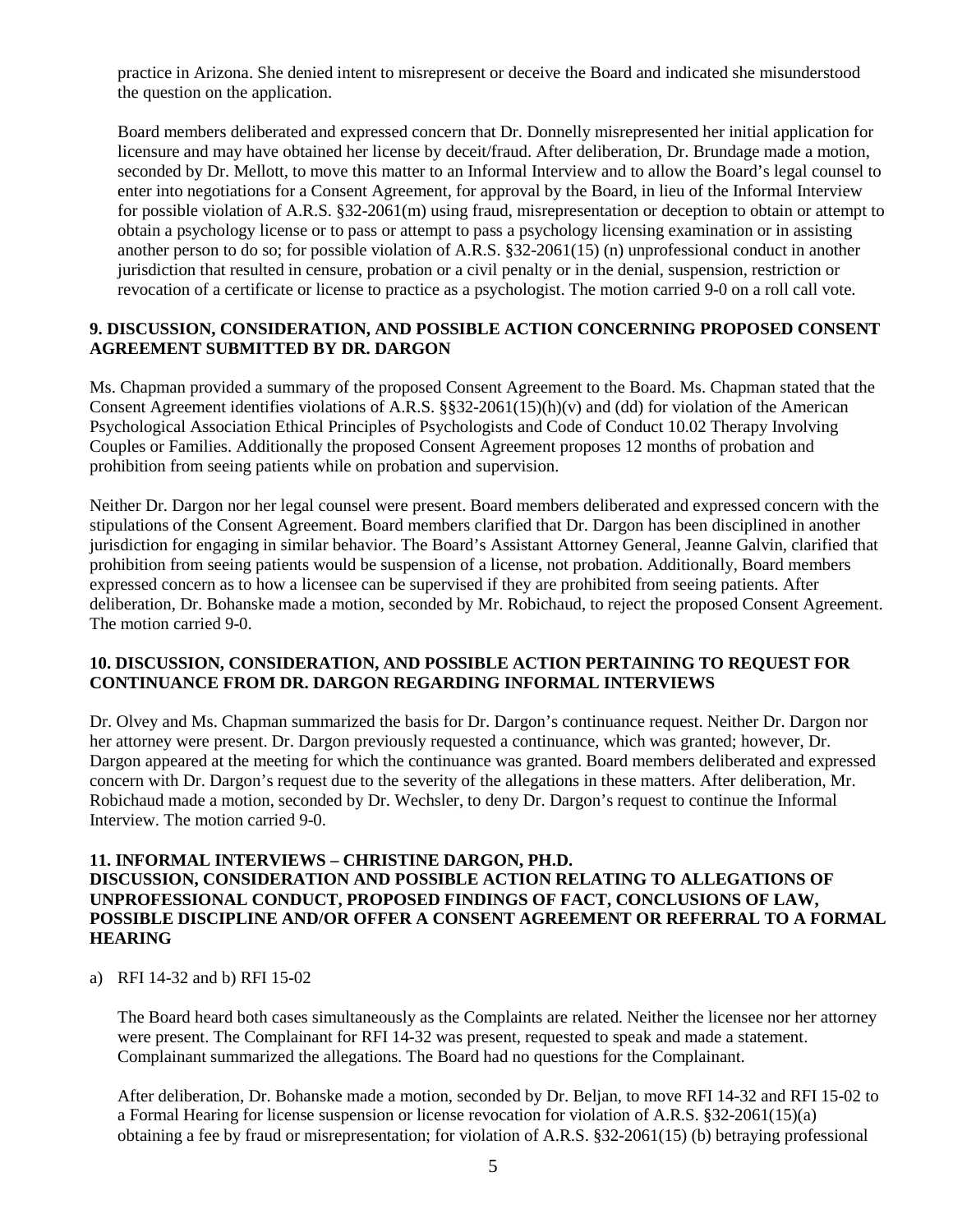practice in Arizona. She denied intent to misrepresent or deceive the Board and indicated she misunderstood the question on the application.

Board members deliberated and expressed concern that Dr. Donnelly misrepresented her initial application for licensure and may have obtained her license by deceit/fraud. After deliberation, Dr. Brundage made a motion, seconded by Dr. Mellott, to move this matter to an Informal Interview and to allow the Board's legal counsel to enter into negotiations for a Consent Agreement, for approval by the Board, in lieu of the Informal Interview for possible violation of A.R.S. §32-2061(m) using fraud, misrepresentation or deception to obtain or attempt to obtain a psychology license or to pass or attempt to pass a psychology licensing examination or in assisting another person to do so; for possible violation of A.R.S. §32-2061(15) (n) unprofessional conduct in another jurisdiction that resulted in censure, probation or a civil penalty or in the denial, suspension, restriction or revocation of a certificate or license to practice as a psychologist. The motion carried 9-0 on a roll call vote.

### 9. DISCUSSION, CONSIDERATION, AND POSSIBLE ACTION CONCERNING PROPOSED CONSENT AGREEMENT SUBMITTED BY DR. DARGON

Ms. Chapman provided a summary of the proposed Consent Agreement to the Board. Ms. Chapman stated that the Consent Agreement identifies violations of A.R.S. §§32-2061(15)(h)(v) and (dd) for violation of the American Psychological Association Ethical Principles of Psychologists and Code of Conduct 10.02 Therapy Involving Couples or Families. Additionally the proposed Consent Agreement proposes 12 months of probation and prohibition from seeing patients while on probation and supervision.

Neither Dr. Dargon nor her legal counsel were present. Board members deliberated and expressed concern with the stipulations of the Consent Agreement. Board members clarified that Dr. Dargon has been disciplined in another jurisdiction for engaging in similar behavior. The Board's Assistant Attorney General, Jeanne Galvin, clarified that prohibition from seeing patients would be suspension of a license, not probation. Additionally, Board members expressed concern as to how a licensee can be supervised if they are prohibited from seeing patients. After deliberation, Dr. Bohanske made a motion, seconded by Mr. Robichaud, to reject the proposed Consent Agreement. The motion carried 9-0.

### 10. DISCUSSION, CONSIDERATION, AND POSSIBLE ACTION PERTAINING TO REQUEST FOR CONTINUANCE FROM DR. DARGON REGARDING INFORMAL INTERVIEWS

Dr. Olvey and Ms. Chapman summarized the basis for Dr. Dargon's continuance request. Neither Dr. Dargon nor her attorney were present. Dr. Dargon previously requested a continuance, which was granted; however, Dr. Dargon appeared at the meeting for which the continuance was granted. Board members deliberated and expressed concern with Dr. Dargon's request due to the severity of the allegations in these matters. After deliberation, Mr. Robichaud made a motion, seconded by Dr. Wechsler, to deny Dr. Dargon's request to continue the Informal Interview. The motion carried 9-0.

### 11. INFORMAL INTERVIEWS – CHRISTINE DARGON, PH.D. DISCUSSION, CONSIDERATION AND POSSIBLE ACTION RELATING TO ALLEGATIONS OF UNPROFESSIONAL CONDUCT, PROPOSED FINDINGS OF FACT, CONCLUSIONS OF LAW, POSSIBLE DISCIPLINE AND/OR OFFER A CONSENT AGREEMENT OR REFERRAL TO A FORMAL HEARING

a) RFI 14-32 and b) RFI 15-02

The Board heard both cases simultaneously as the Complaints are related. Neither the licensee nor her attorney were present. The Complainant for RFI 14-32 was present, requested to speak and made a statement. Complainant summarized the allegations. The Board had no questions for the Complainant.

After deliberation, Dr. Bohanske made a motion, seconded by Dr. Beljan, to move RFI 14-32 and RFI 15-02 to a Formal Hearing for license suspension or license revocation for violation of A.R.S. §32-2061(15)(a) obtaining a fee by fraud or misrepresentation; for violation of A.R.S. §32-2061(15) (b) betraying professional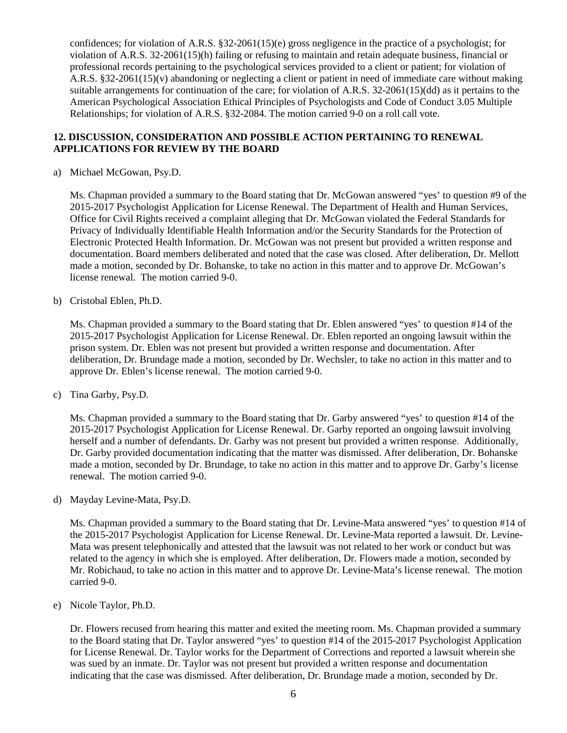confidences; for violation of A.R.S. §32-2061(15)(e) gross negligence in the practice of a psychologist; for violation of A.R.S. 32-2061(15)(h) failing or refusing to maintain and retain adequate business, financial or professional records pertaining to the psychological services provided to a client or patient; for violation of A.R.S. §32-2061(15)(v) abandoning or neglecting a client or patient in need of immediate care without making suitable arrangements for continuation of the care; for violation of A.R.S. 32-2061(15)(dd) as it pertains to the American Psychological Association Ethical Principles of Psychologists and Code of Conduct 3.05 Multiple Relationships; for violation of A.R.S. §32-2084. The motion carried 9-0 on a roll call vote.

**12. DISCUSSION, CONSIDERATION AND POSSIBLE ACTION PERTAINING TO RENEWAL APPLICATIONS FOR REVIEW BY THE BOARD**

a) Michael McGowan, Psy.D.

Ms. Chapman provided a summary to the Board stating that Dr. McGowan answered "yes' to question #9 of the 2015-2017 Psychologist Application for License Renewal. The Department of Health and Human Services, Office for Civil Rights received a complaint alleging that Dr. McGowan violated the Federal Standards for Privacy of Individually Identifiable Health Information and/or the Security Standards for the Protection of Electronic Protected Health Information. Dr. McGowan was not present but provided a written response and documentation. Board members deliberated and noted that the case was closed. After deliberation, Dr. Mellott made a motion, seconded by Dr. Bohanske, to take no action in this matter and to approve Dr. McGowan's license renewal. The motion carried 9-0.

b) Cristobal Eblen, Ph.D.

Ms. Chapman provided a summary to the Board stating that Dr. Eblen answered "yes' to question #14 of the 2015-2017 Psychologist Application for License Renewal. Dr. Eblen reported an ongoing lawsuit within the prison system. Dr. Eblen was not present but provided a written response and documentation. After deliberation, Dr. Brundage made a motion, seconded by Dr. Wechsler, to take no action in this matter and to approve Dr. Eblen's license renewal. The motion carried 9-0.

c) Tina Garby, Psy.D.

Ms. Chapman provided a summary to the Board stating that Dr. Garby answered "yes' to question #14 of the 2015-2017 Psychologist Application for License Renewal. Dr. Garby reported an ongoing lawsuit involving herself and a number of defendants. Dr. Garby was not present but provided a written response. Additionally, Dr. Garby provided documentation indicating that the matter was dismissed. After deliberation, Dr. Bohanske made a motion, seconded by Dr. Brundage, to take no action in this matter and to approve Dr. Garby's license renewal. The motion carried 9-0.

d) Mayday Levine-Mata, Psy.D.

Ms. Chapman provided a summary to the Board stating that Dr. Levine-Mata answered "yes' to question #14 of the 2015-2017 Psychologist Application for License Renewal. Dr. Levine-Mata reported a lawsuit. Dr. Levine-Mata was present telephonically and attested that the lawsuit was not related to her work or conduct but was related to the agency in which she is employed. After deliberation, Dr. Flowers made a motion, seconded by Mr. Robichaud, to take no action in this matter and to approve Dr. Levine-Mata's license renewal. The motion carried 9-0.

e) Nicole Taylor, Ph.D.

Dr. Flowers recused from hearing this matter and exited the meeting room. Ms. Chapman provided a summary to the Board stating that Dr. Taylor answered "yes' to question #14 of the 2015-2017 Psychologist Application for License Renewal. Dr. Taylor works for the Department of Corrections and reported a lawsuit wherein she was sued by an inmate. Dr. Taylor was not present but provided a written response and documentation indicating that the case was dismissed. After deliberation, Dr. Brundage made a motion, seconded by Dr.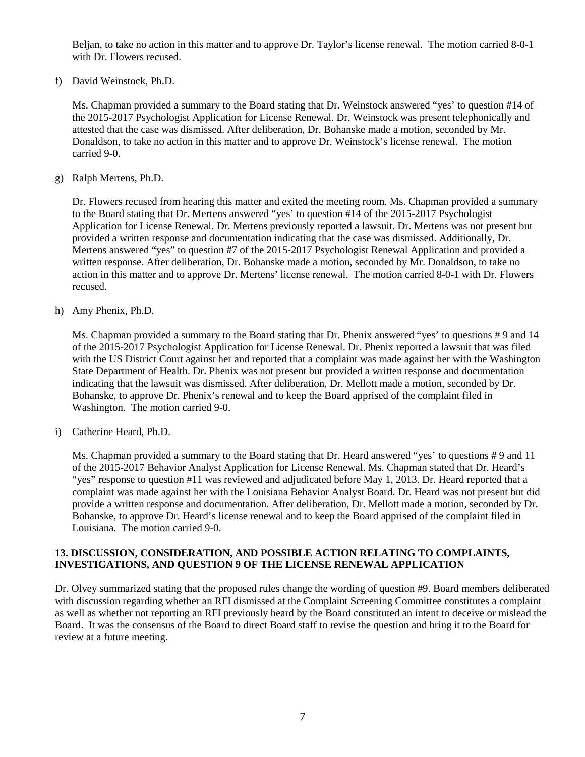Beljan, to take no action in this matter and to approve Dr. Taylor's license renewal. The motion carried 8-0-1 with Dr. Flowers recused.

f) David Weinstock, Ph.D.

Ms. Chapman provided a summary to the Board stating that Dr. Weinstock answered "yes' to question #14 of the 2015-2017 Psychologist Application for License Renewal. Dr. Weinstock was present telephonically and attested that the case was dismissed. After deliberation, Dr. Bohanske made a motion, seconded by Mr. Donaldson, to take no action in this matter and to approve Dr. Weinstock's license renewal. The motion carried 9-0.

g) Ralph Mertens, Ph.D.

Dr. Flowers recused from hearing this matter and exited the meeting room. Ms. Chapman provided a summary to the Board stating that Dr. Mertens answered "yes" to question #14 of the 2015-2017 Psychologist Application for License Renewal. Dr. Mertens previously reported a lawsuit. Dr. Mertens was not present but provided a written response and documentation indicating that the case was dismissed. Additionally, Dr. Mertens answered "yes" to question #7 of the 2015-2017 Psychologist Renewal Application and provided a written response. After deliberation, Dr. Bohanske made a motion, seconded by Mr. Donaldson, to take no action in this matter and to approve Dr. Mertens' license renewal. The motion carried 8-0-1 with Dr. Flowers recused.

h) Amy Phenix, Ph.D.

Ms. Chapman provided a summary to the Board stating that Dr. Phenix answered "yes' to questions # 9 and 14 of the 2015-2017 Psychologist Application for License Renewal. Dr. Phenix reported a lawsuit that was filed with the US District Court against her and reported that a complaint was made against her with the Washington State Department of Health. Dr. Phenix was not present but provided a written response and documentation indicating that the lawsuit was dismissed. After deliberation, Dr. Mellott made a motion, seconded by Dr. Bohanske, to approve Dr. Phenix's renewal and to keep the Board apprised of the complaint filed in Washington. The motion carried 9-0.

i) Catherine Heard, Ph.D.

Ms. Chapman provided a summary to the Board stating that Dr. Heard answered "yes' to questions # 9 and 11 of the 2015-2017 Behavior Analyst Application for License Renewal. Ms. Chapman stated that Dr. Heard's "yes" response to question #11 was reviewed and adjudicated before May 1, 2013. Dr. Heard reported that a complaint was made against her with the Louisiana Behavior Analyst Board. Dr. Heard was not present but did provide a written response and documentation. After deliberation, Dr. Mellott made a motion, seconded by Dr. Bohanske, to approve Dr. Heard's license renewal and to keep the Board apprised of the complaint filed in Louisiana. The motion carried 9-0.

**13. DISCUSSION, CONSIDERATION, AND POSSIBLE ACTION RELATING TO COMPLAINTS, INVESTIGATIONS, AND QUESTION 9 OF THE LICENSE RENEWAL APPLICATION**

Dr. Olvey summarized stating that the proposed rules change the wording of question #9. Board members deliberated with discussion regarding whether an RFI dismissed at the Complaint Screening Committee constitutes a complaint as well as whether not reporting an RFI previously heard by the Board constituted an intent to deceive or mislead the Board. It was the consensus of the Board to direct Board staff to revise the question and bring it to the Board for review at a future meeting.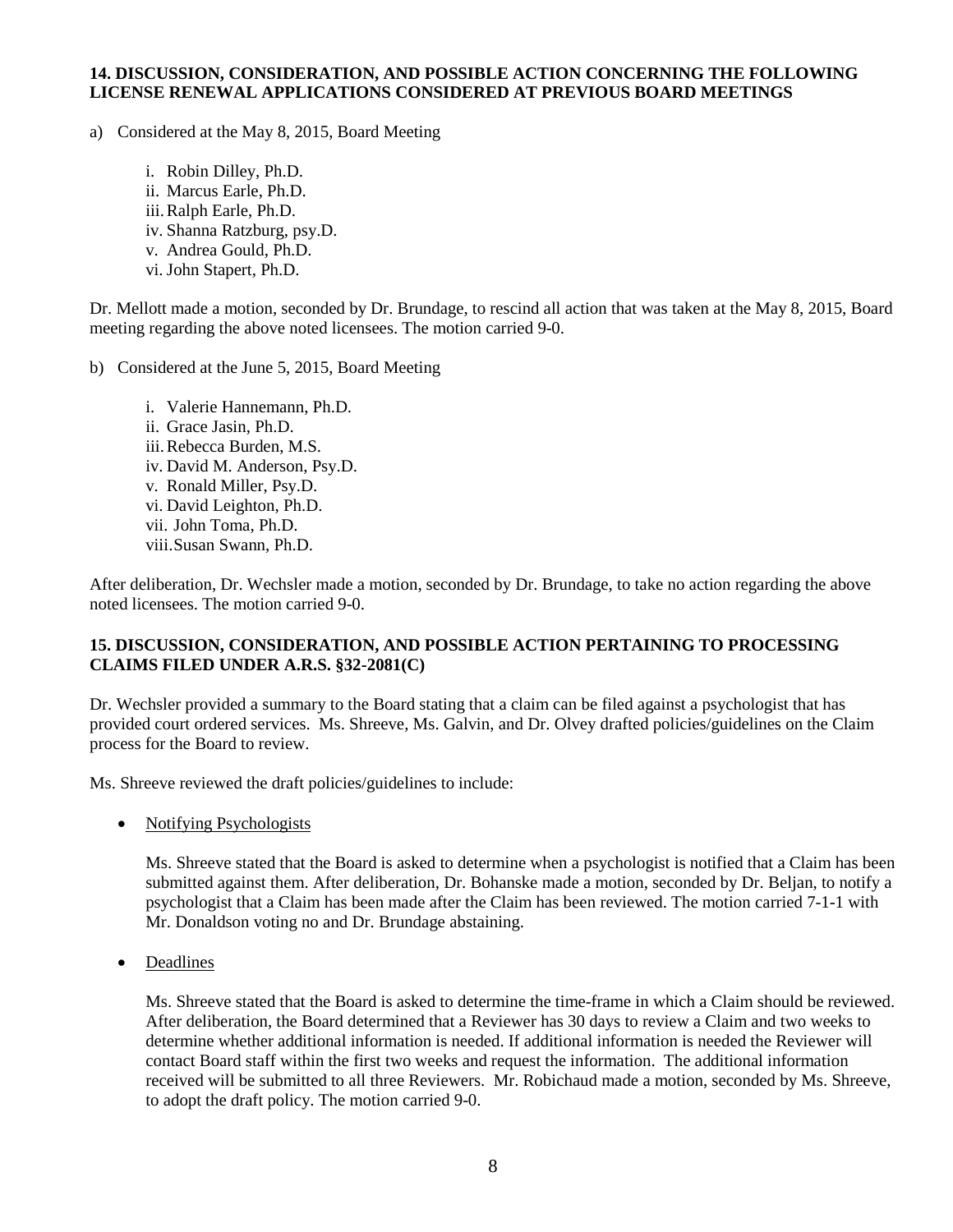**14. DISCUSSION, CONSIDERATION, AND POSSIBLE ACTION CONCERNING THE FOLLOWING LICENSE RENEWAL APPLICATIONS CONSIDERED AT PREVIOUS BOARD MEETINGS**

a) Considered at the May 8, 2015, Board Meeting

i. Robin Dilley, Ph.D.
ii. Marcus Earle, Ph.D.
iii. Ralph Earle, Ph.D.
iv. Shanna Ratzburg, psy.D.
v. Andrea Gould, Ph.D.
vi. John Stapert, Ph.D.

Dr. Mellott made a motion, seconded by Dr. Brundage, to rescind all action that was taken at the May 8, 2015, Board meeting regarding the above noted licensees. The motion carried 9-0.

b) Considered at the June 5, 2015, Board Meeting

i. Valerie Hannemann, Ph.D.
ii. Grace Jasin, Ph.D.
iii. Rebecca Burden, M.S.
iv. David M. Anderson, Psy.D.
v. Ronald Miller, Psy.D.
vi. David Leighton, Ph.D.
vii. John Toma, Ph.D.
viii. Susan Swann, Ph.D.

After deliberation, Dr. Wechsler made a motion, seconded by Dr. Brundage, to take no action regarding the above noted licensees. The motion carried 9-0.

**15. DISCUSSION, CONSIDERATION, AND POSSIBLE ACTION PERTAINING TO PROCESSING CLAIMS FILED UNDER A.R.S. §32-2081(C)**

Dr. Wechsler provided a summary to the Board stating that a claim can be filed against a psychologist that has provided court ordered services. Ms. Shreeve, Ms. Galvin, and Dr. Olvey drafted policies/guidelines on the Claim process for the Board to review.

Ms. Shreeve reviewed the draft policies/guidelines to include:

- Notifying Psychologists

  Ms. Shreeve stated that the Board is asked to determine when a psychologist is notified that a Claim has been submitted against them. After deliberation, Dr. Bohanske made a motion, seconded by Dr. Beljan, to notify a psychologist that a Claim has been made after the Claim has been reviewed. The motion carried 7-1-1 with Mr. Donaldson voting no and Dr. Brundage abstaining.

- Deadlines

  Ms. Shreeve stated that the Board is asked to determine the time-frame in which a Claim should be reviewed. After deliberation, the Board determined that a Reviewer has 30 days to review a Claim and two weeks to determine whether additional information is needed. If additional information is needed the Reviewer will contact Board staff within the first two weeks and request the information. The additional information received will be submitted to all three Reviewers. Mr. Robichaud made a motion, seconded by Ms. Shreeve, to adopt the draft policy. The motion carried 9-0.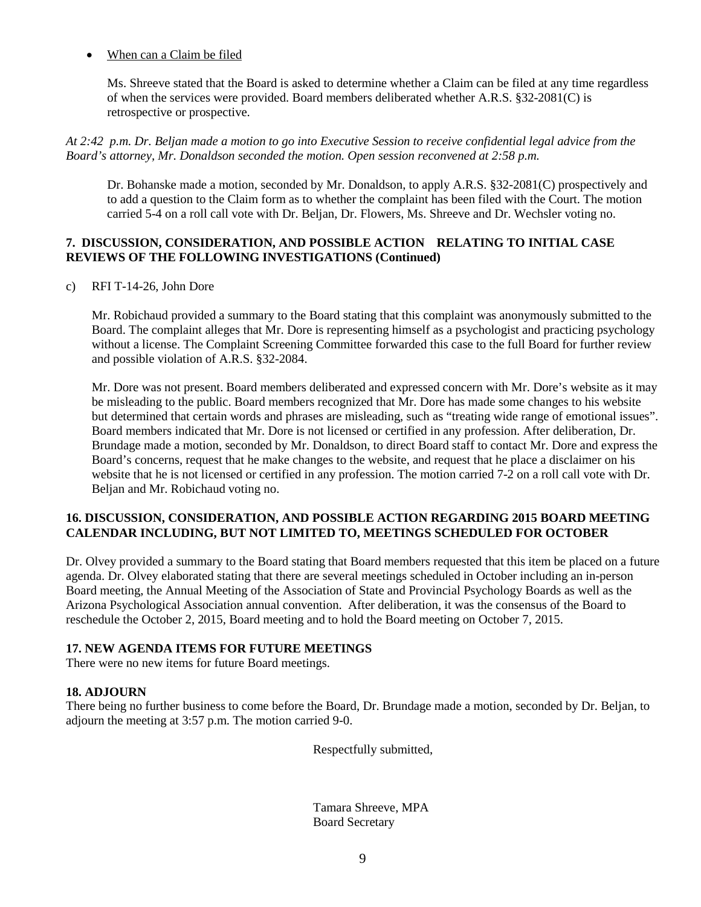- <u>When can a Claim be filed</u>

  Ms. Shreeve stated that the Board is asked to determine whether a Claim can be filed at any time regardless of when the services were provided. Board members deliberated whether A.R.S. §32-2081(C) is retrospective or prospective.

*At 2:42 p.m. Dr. Beljan made a motion to go into Executive Session to receive confidential legal advice from the Board's attorney, Mr. Donaldson seconded the motion. Open session reconvened at 2:58 p.m.*

Dr. Bohanske made a motion, seconded by Mr. Donaldson, to apply A.R.S. §32-2081(C) prospectively and to add a question to the Claim form as to whether the complaint has been filed with the Court. The motion carried 5-4 on a roll call vote with Dr. Beljan, Dr. Flowers, Ms. Shreeve and Dr. Wechsler voting no.

**7. DISCUSSION, CONSIDERATION, AND POSSIBLE ACTION RELATING TO INITIAL CASE REVIEWS OF THE FOLLOWING INVESTIGATIONS (Continued)**

c) RFI T-14-26, John Dore

Mr. Robichaud provided a summary to the Board stating that this complaint was anonymously submitted to the Board. The complaint alleges that Mr. Dore is representing himself as a psychologist and practicing psychology without a license. The Complaint Screening Committee forwarded this case to the full Board for further review and possible violation of A.R.S. §32-2084.

Mr. Dore was not present. Board members deliberated and expressed concern with Mr. Dore's website as it may be misleading to the public. Board members recognized that Mr. Dore has made some changes to his website but determined that certain words and phrases are misleading, such as "treating wide range of emotional issues". Board members indicated that Mr. Dore is not licensed or certified in any profession. After deliberation, Dr. Brundage made a motion, seconded by Mr. Donaldson, to direct Board staff to contact Mr. Dore and express the Board's concerns, request that he make changes to the website, and request that he place a disclaimer on his website that he is not licensed or certified in any profession. The motion carried 7-2 on a roll call vote with Dr. Beljan and Mr. Robichaud voting no.

**16. DISCUSSION, CONSIDERATION, AND POSSIBLE ACTION REGARDING 2015 BOARD MEETING CALENDAR INCLUDING, BUT NOT LIMITED TO, MEETINGS SCHEDULED FOR OCTOBER**

Dr. Olvey provided a summary to the Board stating that Board members requested that this item be placed on a future agenda. Dr. Olvey elaborated stating that there are several meetings scheduled in October including an in-person Board meeting, the Annual Meeting of the Association of State and Provincial Psychology Boards as well as the Arizona Psychological Association annual convention. After deliberation, it was the consensus of the Board to reschedule the October 2, 2015, Board meeting and to hold the Board meeting on October 7, 2015.

**17. NEW AGENDA ITEMS FOR FUTURE MEETINGS**

There were no new items for future Board meetings.

**18. ADJOURN**

There being no further business to come before the Board, Dr. Brundage made a motion, seconded by Dr. Beljan, to adjourn the meeting at 3:57 p.m. The motion carried 9-0.

Respectfully submitted,

Tamara Shreeve, MPA
Board Secretary